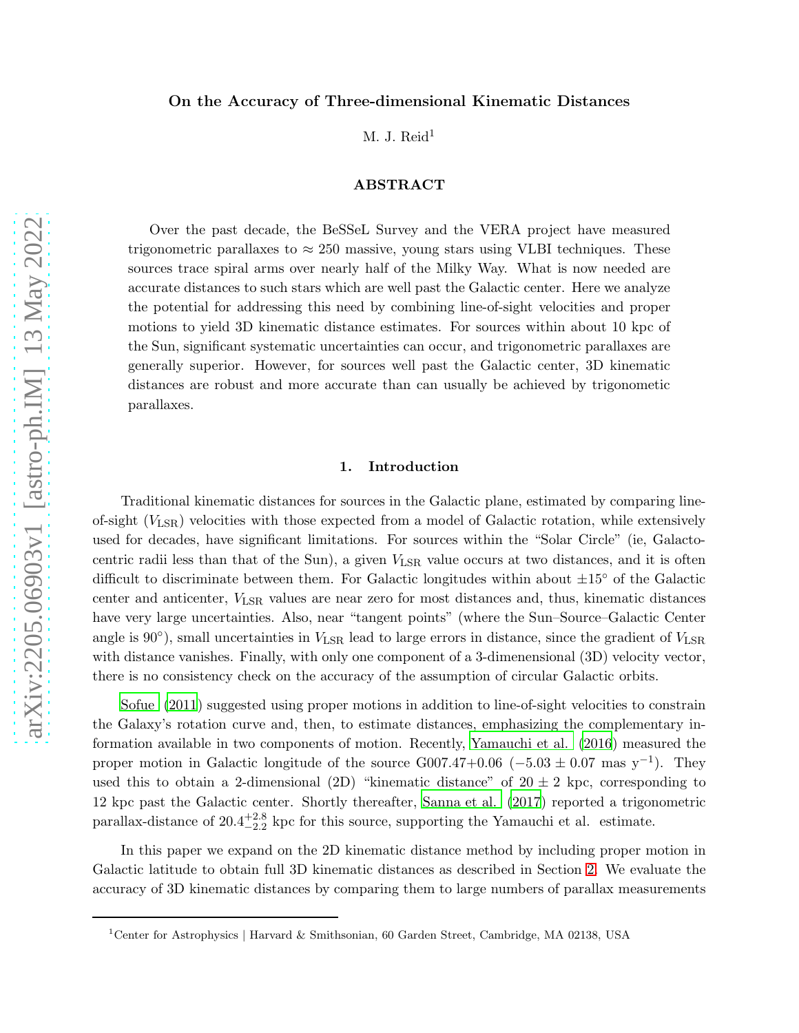# On the Accuracy of Three-dimensional Kinematic Distances

M. J. Reid[1]

## ABSTRACT

Over the past decade, the BeSSeL Survey and the VERA project have measured trigonometric parallaxes to $\approx 250$ massive, young stars using VLBI techniques. These sources trace spiral arms over nearly half of the Milky Way. What is now needed are accurate distances to such stars which are well past the Galactic center. Here we analyze the potential for addressing this need by combining line-of-sight velocities and proper motions to yield 3D kinematic distance estimates. For sources within about 10 kpc of the Sun, significant systematic uncertainties can occur, and trigonometric parallaxes are generally superior. However, for sources well past the Galactic center, 3D kinematic distances are robust and more accurate than can usually be achieved by trigonometic parallaxes.

## 1. Introduction

Traditional kinematic distances for sources in the Galactic plane, estimated by comparing line-of-sight ($V_{\rm LSR}$) velocities with those expected from a model of Galactic rotation, while extensively used for decades, have significant limitations. For sources within the "Solar Circle" (ie, Galactocentric radii less than that of the Sun), a given $V_{\rm LSR}$ value occurs at two distances, and it is often difficult to discriminate between them. For Galactic longitudes within about $\pm15^\circ$ of the Galactic center and anticenter, $V_{\rm LSR}$ values are near zero for most distances and, thus, kinematic distances have very large uncertainties. Also, near "tangent points" (where the Sun–Source–Galactic Center angle is $90^\circ$), small uncertainties in $V_{\rm LSR}$ lead to large errors in distance, since the gradient of $V_{\rm LSR}$ with distance vanishes. Finally, with only one component of a 3-dimenensional (3D) velocity vector, there is no consistency check on the accuracy of the assumption of circular Galactic orbits.

Sofue (2011) suggested using proper motions in addition to line-of-sight velocities to constrain the Galaxy's rotation curve and, then, to estimate distances, emphasizing the complementary information available in two components of motion. Recently, Yamauchi et al. (2016) measured the proper motion in Galactic longitude of the source G007.47+0.06 ($-5.03 \pm 0.07$ mas y$^{-1}$). They used this to obtain a 2-dimensional (2D) "kinematic distance" of $20 \pm 2$ kpc, corresponding to 12 kpc past the Galactic center. Shortly thereafter, Sanna et al. (2017) reported a trigonometric parallax-distance of $20.4^{+2.8}_{-2.2}$ kpc for this source, supporting the Yamauchi et al. estimate.

In this paper we expand on the 2D kinematic distance method by including proper motion in Galactic latitude to obtain full 3D kinematic distances as described in Section 2. We evaluate the accuracy of 3D kinematic distances by comparing them to large numbers of parallax measurements

---

[1] Center for Astrophysics | Harvard & Smithsonian, 60 Garden Street, Cambridge, MA 02138, USA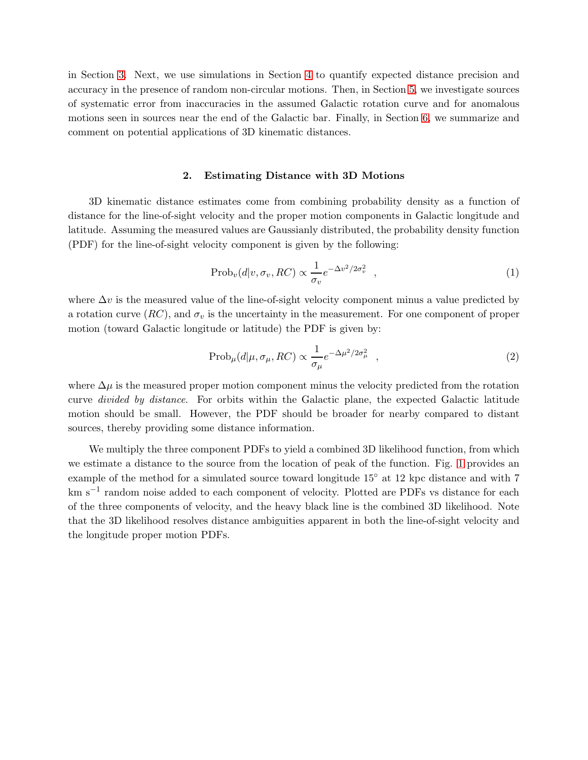in Section 3. Next, we use simulations in Section 4 to quantify expected distance precision and accuracy in the presence of random non-circular motions. Then, in Section 5, we investigate sources of systematic error from inaccuracies in the assumed Galactic rotation curve and for anomalous motions seen in sources near the end of the Galactic bar. Finally, in Section 6, we summarize and comment on potential applications of 3D kinematic distances.

## 2. Estimating Distance with 3D Motions

3D kinematic distance estimates come from combining probability density as a function of distance for the line-of-sight velocity and the proper motion components in Galactic longitude and latitude. Assuming the measured values are Gaussianly distributed, the probability density function (PDF) for the line-of-sight velocity component is given by the following:

$$\mathrm{Prob}_v(d|v, \sigma_v, RC) \propto \frac{1}{\sigma_v} e^{-\Delta v^2/2\sigma_v^2} \quad , \tag{1}$$

where $\Delta v$ is the measured value of the line-of-sight velocity component minus a value predicted by a rotation curve ($RC$), and $\sigma_v$ is the uncertainty in the measurement. For one component of proper motion (toward Galactic longitude or latitude) the PDF is given by:

$$\mathrm{Prob}_\mu(d|\mu, \sigma_\mu, RC) \propto \frac{1}{\sigma_\mu} e^{-\Delta \mu^2/2\sigma_\mu^2} \quad , \tag{2}$$

where $\Delta\mu$ is the measured proper motion component minus the velocity predicted from the rotation curve *divided by distance*. For orbits within the Galactic plane, the expected Galactic latitude motion should be small. However, the PDF should be broader for nearby compared to distant sources, thereby providing some distance information.

We multiply the three component PDFs to yield a combined 3D likelihood function, from which we estimate a distance to the source from the location of peak of the function. Fig. 1 provides an example of the method for a simulated source toward longitude 15° at 12 kpc distance and with 7 km s$^{-1}$ random noise added to each component of velocity. Plotted are PDFs vs distance for each of the three components of velocity, and the heavy black line is the combined 3D likelihood. Note that the 3D likelihood resolves distance ambiguities apparent in both the line-of-sight velocity and the longitude proper motion PDFs.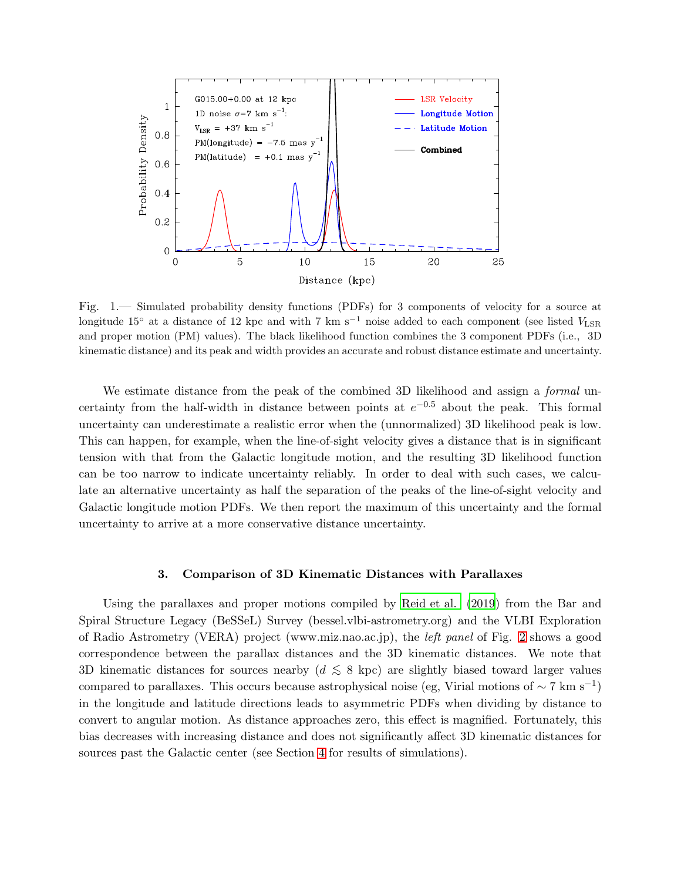Fig. 1.— Simulated probability density functions (PDFs) for 3 components of velocity for a source at longitude 15° at a distance of 12 kpc and with 7 km s$^{-1}$ noise added to each component (see listed $V_{\rm LSR}$ and proper motion (PM) values). The black likelihood function combines the 3 component PDFs (i.e., 3D kinematic distance) and its peak and width provides an accurate and robust distance estimate and uncertainty.

We estimate distance from the peak of the combined 3D likelihood and assign a *formal* uncertainty from the half-width in distance between points at $e^{-0.5}$ about the peak. This formal uncertainty can underestimate a realistic error when the (unnormalized) 3D likelihood peak is low. This can happen, for example, when the line-of-sight velocity gives a distance that is in significant tension with that from the Galactic longitude motion, and the resulting 3D likelihood function can be too narrow to indicate uncertainty reliably. In order to deal with such cases, we calculate an alternative uncertainty as half the separation of the peaks of the line-of-sight velocity and Galactic longitude motion PDFs. We then report the maximum of this uncertainty and the formal uncertainty to arrive at a more conservative distance uncertainty.

## 3. Comparison of 3D Kinematic Distances with Parallaxes

Using the parallaxes and proper motions compiled by Reid et al. (2019) from the Bar and Spiral Structure Legacy (BeSSeL) Survey (bessel.vlbi-astrometry.org) and the VLBI Exploration of Radio Astrometry (VERA) project (www.miz.nao.ac.jp), the *left panel* of Fig. 2 shows a good correspondence between the parallax distances and the 3D kinematic distances. We note that 3D kinematic distances for sources nearby ($d \lesssim 8$ kpc) are slightly biased toward larger values compared to parallaxes. This occurs because astrophysical noise (eg, Virial motions of $\sim 7$ km s$^{-1}$) in the longitude and latitude directions leads to asymmetric PDFs when dividing by distance to convert to angular motion. As distance approaches zero, this effect is magnified. Fortunately, this bias decreases with increasing distance and does not significantly affect 3D kinematic distances for sources past the Galactic center (see Section 4 for results of simulations).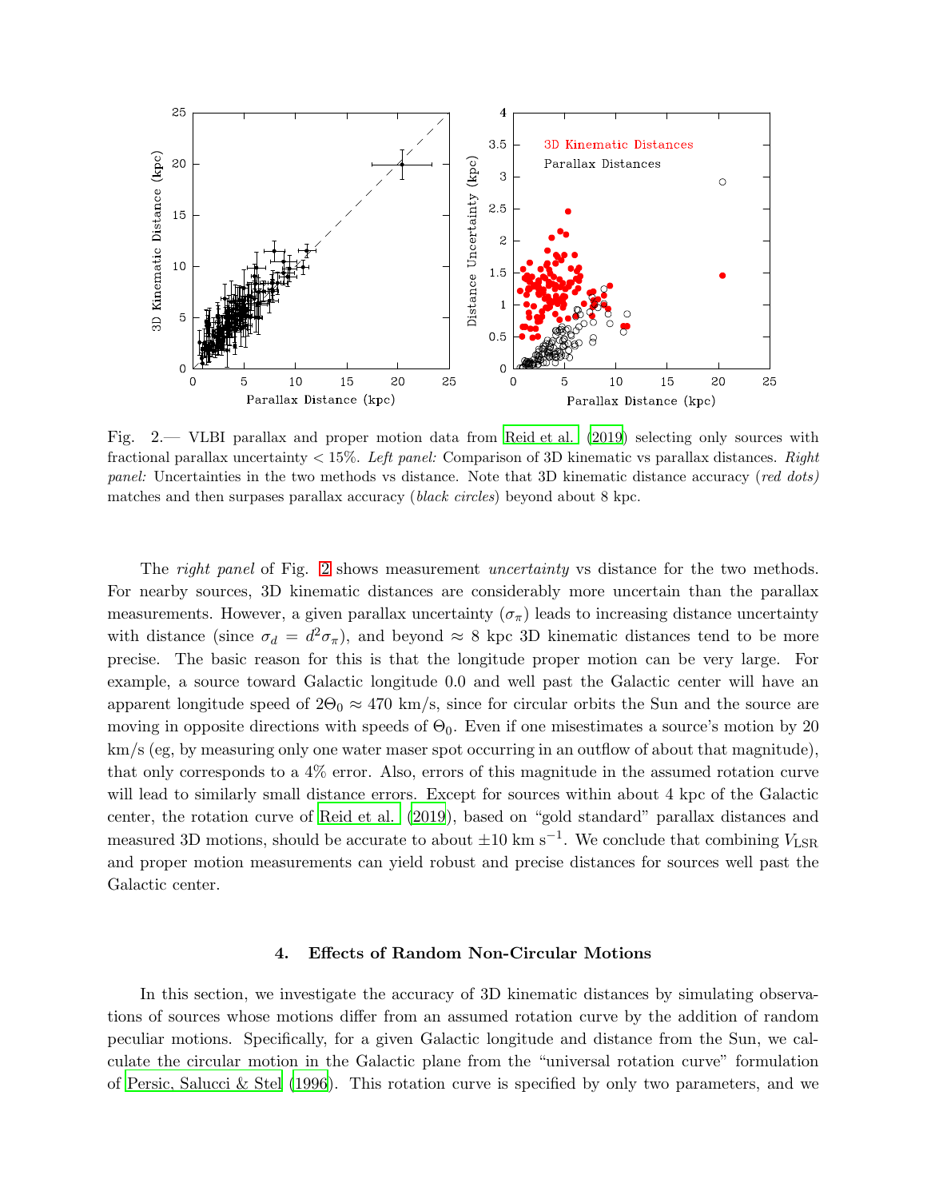Fig. 2.— VLBI parallax and proper motion data from Reid et al. (2019) selecting only sources with fractional parallax uncertainty < 15%. *Left panel:* Comparison of 3D kinematic vs parallax distances. *Right panel:* Uncertainties in the two methods vs distance. Note that 3D kinematic distance accuracy (*red dots)* matches and then surpases parallax accuracy (*black circles*) beyond about 8 kpc.

The *right panel* of Fig. 2 shows measurement *uncertainty* vs distance for the two methods. For nearby sources, 3D kinematic distances are considerably more uncertain than the parallax measurements. However, a given parallax uncertainty ($\sigma_\pi$) leads to increasing distance uncertainty with distance (since $\sigma_d = d^2\sigma_\pi$), and beyond $\approx$ 8 kpc 3D kinematic distances tend to be more precise. The basic reason for this is that the longitude proper motion can be very large. For example, a source toward Galactic longitude 0.0 and well past the Galactic center will have an apparent longitude speed of $2\Theta_0 \approx 470$ km/s, since for circular orbits the Sun and the source are moving in opposite directions with speeds of $\Theta_0$. Even if one misestimates a source's motion by 20 km/s (eg, by measuring only one water maser spot occurring in an outflow of about that magnitude), that only corresponds to a 4% error. Also, errors of this magnitude in the assumed rotation curve will lead to similarly small distance errors. Except for sources within about 4 kpc of the Galactic center, the rotation curve of Reid et al. (2019), based on "gold standard" parallax distances and measured 3D motions, should be accurate to about $\pm 10$ km s$^{-1}$. We conclude that combining $V_{\rm LSR}$ and proper motion measurements can yield robust and precise distances for sources well past the Galactic center.

## 4. Effects of Random Non-Circular Motions

In this section, we investigate the accuracy of 3D kinematic distances by simulating observations of sources whose motions differ from an assumed rotation curve by the addition of random peculiar motions. Specifically, for a given Galactic longitude and distance from the Sun, we calculate the circular motion in the Galactic plane from the "universal rotation curve" formulation of Persic, Salucci & Stel (1996). This rotation curve is specified by only two parameters, and we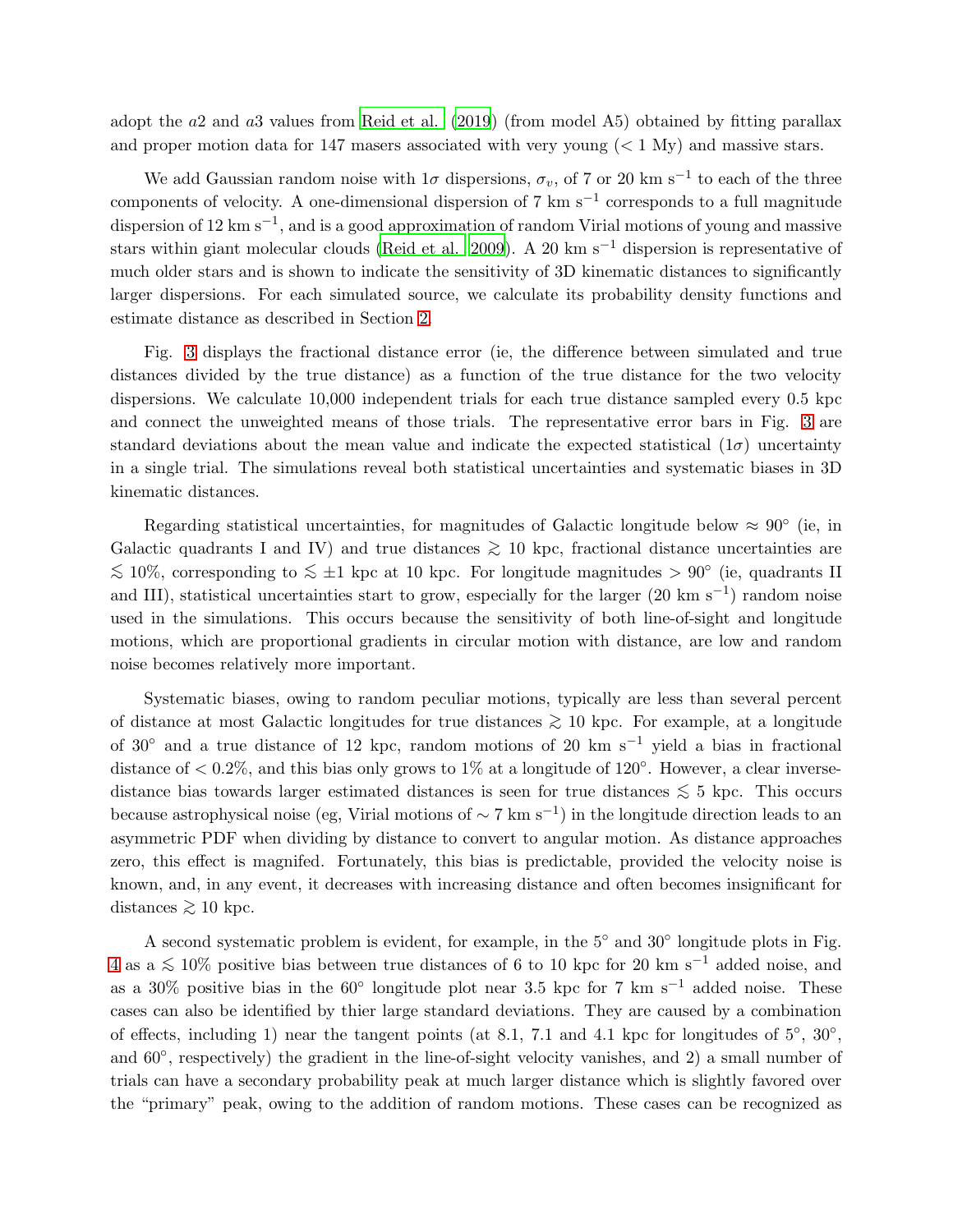adopt the $a2$ and $a3$ values from Reid et al. (2019) (from model A5) obtained by fitting parallax and proper motion data for 147 masers associated with very young (< 1 My) and massive stars.

We add Gaussian random noise with $1\sigma$ dispersions, $\sigma_v$, of 7 or 20 km s$^{-1}$ to each of the three components of velocity. A one-dimensional dispersion of 7 km s$^{-1}$ corresponds to a full magnitude dispersion of 12 km s$^{-1}$, and is a good approximation of random Virial motions of young and massive stars within giant molecular clouds (Reid et al. 2009). A 20 km s$^{-1}$ dispersion is representative of much older stars and is shown to indicate the sensitivity of 3D kinematic distances to significantly larger dispersions. For each simulated source, we calculate its probability density functions and estimate distance as described in Section 2.

Fig. 3 displays the fractional distance error (ie, the difference between simulated and true distances divided by the true distance) as a function of the true distance for the two velocity dispersions. We calculate 10,000 independent trials for each true distance sampled every 0.5 kpc and connect the unweighted means of those trials. The representative error bars in Fig. 3 are standard deviations about the mean value and indicate the expected statistical ($1\sigma$) uncertainty in a single trial. The simulations reveal both statistical uncertainties and systematic biases in 3D kinematic distances.

Regarding statistical uncertainties, for magnitudes of Galactic longitude below $\approx 90^\circ$ (ie, in Galactic quadrants I and IV) and true distances $\gtrsim 10$ kpc, fractional distance uncertainties are $\lesssim 10\%$, corresponding to $\lesssim \pm 1$ kpc at 10 kpc. For longitude magnitudes $> 90^\circ$ (ie, quadrants II and III), statistical uncertainties start to grow, especially for the larger (20 km s$^{-1}$) random noise used in the simulations. This occurs because the sensitivity of both line-of-sight and longitude motions, which are proportional gradients in circular motion with distance, are low and random noise becomes relatively more important.

Systematic biases, owing to random peculiar motions, typically are less than several percent of distance at most Galactic longitudes for true distances $\gtrsim 10$ kpc. For example, at a longitude of $30^\circ$ and a true distance of 12 kpc, random motions of 20 km s$^{-1}$ yield a bias in fractional distance of $< 0.2\%$, and this bias only grows to 1% at a longitude of $120^\circ$. However, a clear inverse-distance bias towards larger estimated distances is seen for true distances $\lesssim 5$ kpc. This occurs because astrophysical noise (eg, Virial motions of $\sim 7$ km s$^{-1}$) in the longitude direction leads to an asymmetric PDF when dividing by distance to convert to angular motion. As distance approaches zero, this effect is magnifed. Fortunately, this bias is predictable, provided the velocity noise is known, and, in any event, it decreases with increasing distance and often becomes insignificant for distances $\gtrsim 10$ kpc.

A second systematic problem is evident, for example, in the $5^\circ$ and $30^\circ$ longitude plots in Fig. 4 as a $\lesssim 10\%$ positive bias between true distances of 6 to 10 kpc for 20 km s$^{-1}$ added noise, and as a 30% positive bias in the $60^\circ$ longitude plot near 3.5 kpc for 7 km s$^{-1}$ added noise. These cases can also be identified by thier large standard deviations. They are caused by a combination of effects, including 1) near the tangent points (at 8.1, 7.1 and 4.1 kpc for longitudes of $5^\circ$, $30^\circ$, and $60^\circ$, respectively) the gradient in the line-of-sight velocity vanishes, and 2) a small number of trials can have a secondary probability peak at much larger distance which is slightly favored over the "primary" peak, owing to the addition of random motions. These cases can be recognized as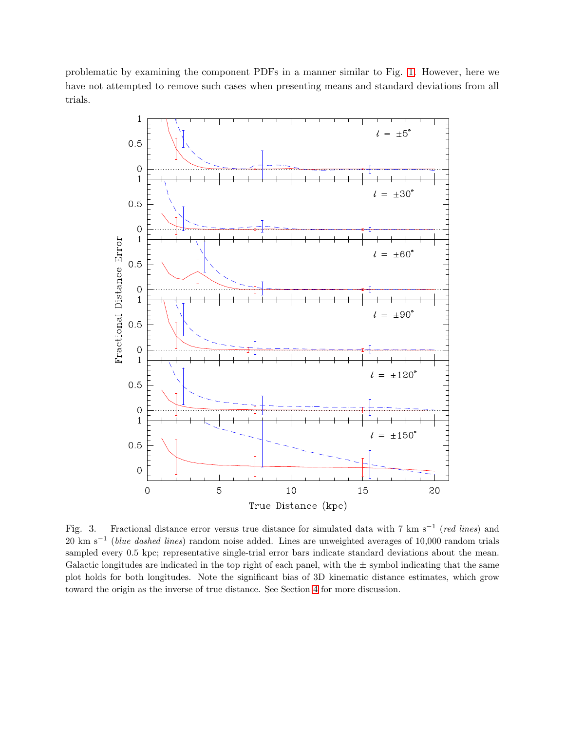problematic by examining the component PDFs in a manner similar to Fig. 1. However, here we have not attempted to remove such cases when presenting means and standard deviations from all trials.

Fig. 3.— Fractional distance error versus true distance for simulated data with 7 km s$^{-1}$ (*red lines*) and 20 km s$^{-1}$ (*blue dashed lines*) random noise added. Lines are unweighted averages of 10,000 random trials sampled every 0.5 kpc; representative single-trial error bars indicate standard deviations about the mean. Galactic longitudes are indicated in the top right of each panel, with the ± symbol indicating that the same plot holds for both longitudes. Note the significant bias of 3D kinematic distance estimates, which grow toward the origin as the inverse of true distance. See Section 4 for more discussion.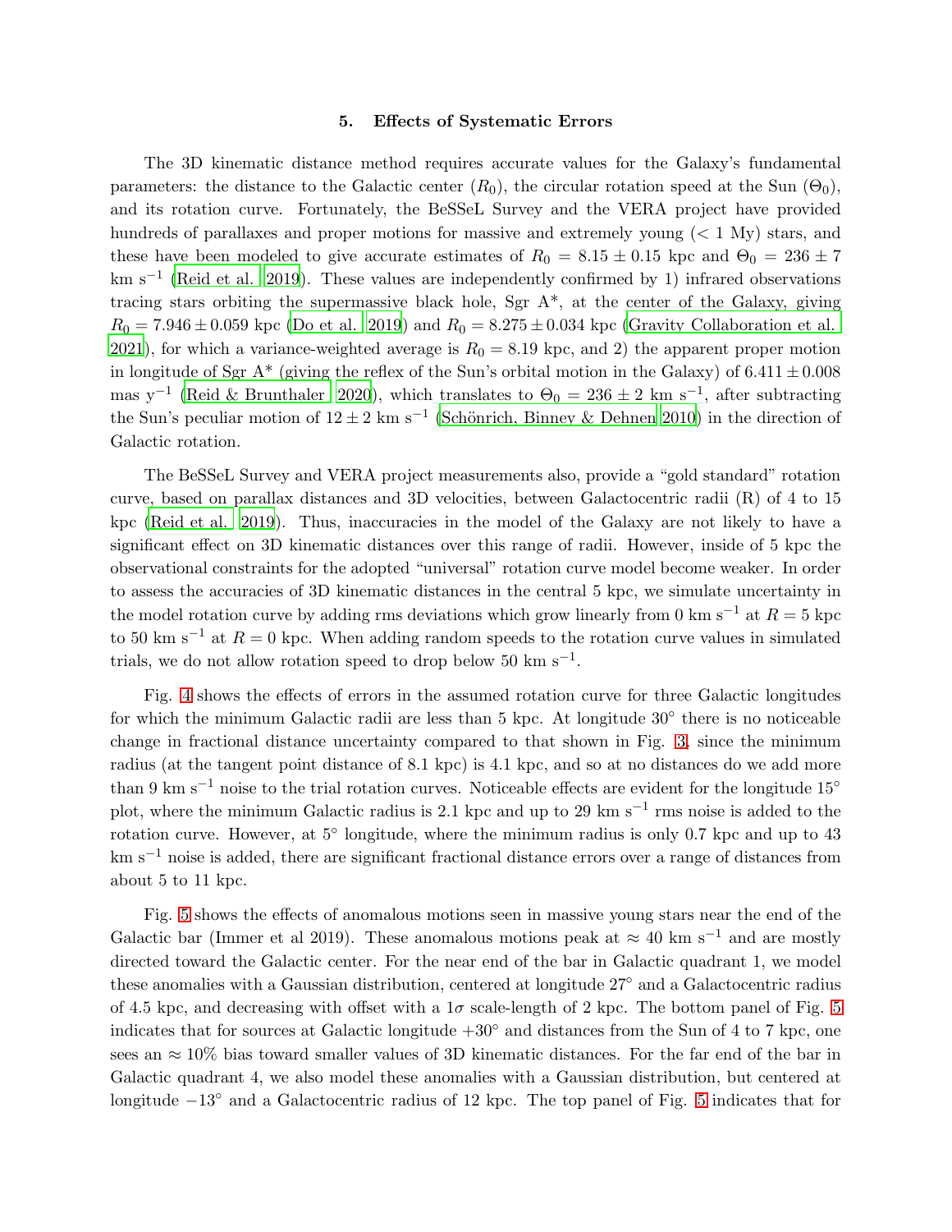## 5. Effects of Systematic Errors

The 3D kinematic distance method requires accurate values for the Galaxy's fundamental parameters: the distance to the Galactic center ($R_0$), the circular rotation speed at the Sun ($\Theta_0$), and its rotation curve. Fortunately, the BeSSeL Survey and the VERA project have provided hundreds of parallaxes and proper motions for massive and extremely young (< 1 My) stars, and these have been modeled to give accurate estimates of $R_0 = 8.15 \pm 0.15$ kpc and $\Theta_0 = 236 \pm 7$ km s$^{-1}$ (Reid et al. 2019). These values are independently confirmed by 1) infrared observations tracing stars orbiting the supermassive black hole, Sgr A*, at the center of the Galaxy, giving $R_0 = 7.946 \pm 0.059$ kpc (Do et al. 2019) and $R_0 = 8.275 \pm 0.034$ kpc (Gravity Collaboration et al. 2021), for which a variance-weighted average is $R_0 = 8.19$ kpc, and 2) the apparent proper motion in longitude of Sgr A* (giving the reflex of the Sun's orbital motion in the Galaxy) of $6.411 \pm 0.008$ mas y$^{-1}$ (Reid & Brunthaler 2020), which translates to $\Theta_0 = 236 \pm 2$ km s$^{-1}$, after subtracting the Sun's peculiar motion of $12 \pm 2$ km s$^{-1}$ (Schönrich, Binney & Dehnen 2010) in the direction of Galactic rotation.

The BeSSeL Survey and VERA project measurements also, provide a "gold standard" rotation curve, based on parallax distances and 3D velocities, between Galactocentric radii (R) of 4 to 15 kpc (Reid et al. 2019). Thus, inaccuracies in the model of the Galaxy are not likely to have a significant effect on 3D kinematic distances over this range of radii. However, inside of 5 kpc the observational constraints for the adopted "universal" rotation curve model become weaker. In order to assess the accuracies of 3D kinematic distances in the central 5 kpc, we simulate uncertainty in the model rotation curve by adding rms deviations which grow linearly from 0 km s$^{-1}$ at $R = 5$ kpc to 50 km s$^{-1}$ at $R = 0$ kpc. When adding random speeds to the rotation curve values in simulated trials, we do not allow rotation speed to drop below 50 km s$^{-1}$.

Fig. 4 shows the effects of errors in the assumed rotation curve for three Galactic longitudes for which the minimum Galactic radii are less than 5 kpc. At longitude 30° there is no noticeable change in fractional distance uncertainty compared to that shown in Fig. 3, since the minimum radius (at the tangent point distance of 8.1 kpc) is 4.1 kpc, and so at no distances do we add more than 9 km s$^{-1}$ noise to the trial rotation curves. Noticeable effects are evident for the longitude 15° plot, where the minimum Galactic radius is 2.1 kpc and up to 29 km s$^{-1}$ rms noise is added to the rotation curve. However, at 5° longitude, where the minimum radius is only 0.7 kpc and up to 43 km s$^{-1}$ noise is added, there are significant fractional distance errors over a range of distances from about 5 to 11 kpc.

Fig. 5 shows the effects of anomalous motions seen in massive young stars near the end of the Galactic bar (Immer et al 2019). These anomalous motions peak at $\approx 40$ km s$^{-1}$ and are mostly directed toward the Galactic center. For the near end of the bar in Galactic quadrant 1, we model these anomalies with a Gaussian distribution, centered at longitude 27° and a Galactocentric radius of 4.5 kpc, and decreasing with offset with a $1\sigma$ scale-length of 2 kpc. The bottom panel of Fig. 5 indicates that for sources at Galactic longitude +30° and distances from the Sun of 4 to 7 kpc, one sees an $\approx 10\%$ bias toward smaller values of 3D kinematic distances. For the far end of the bar in Galactic quadrant 4, we also model these anomalies with a Gaussian distribution, but centered at longitude −13° and a Galactocentric radius of 12 kpc. The top panel of Fig. 5 indicates that for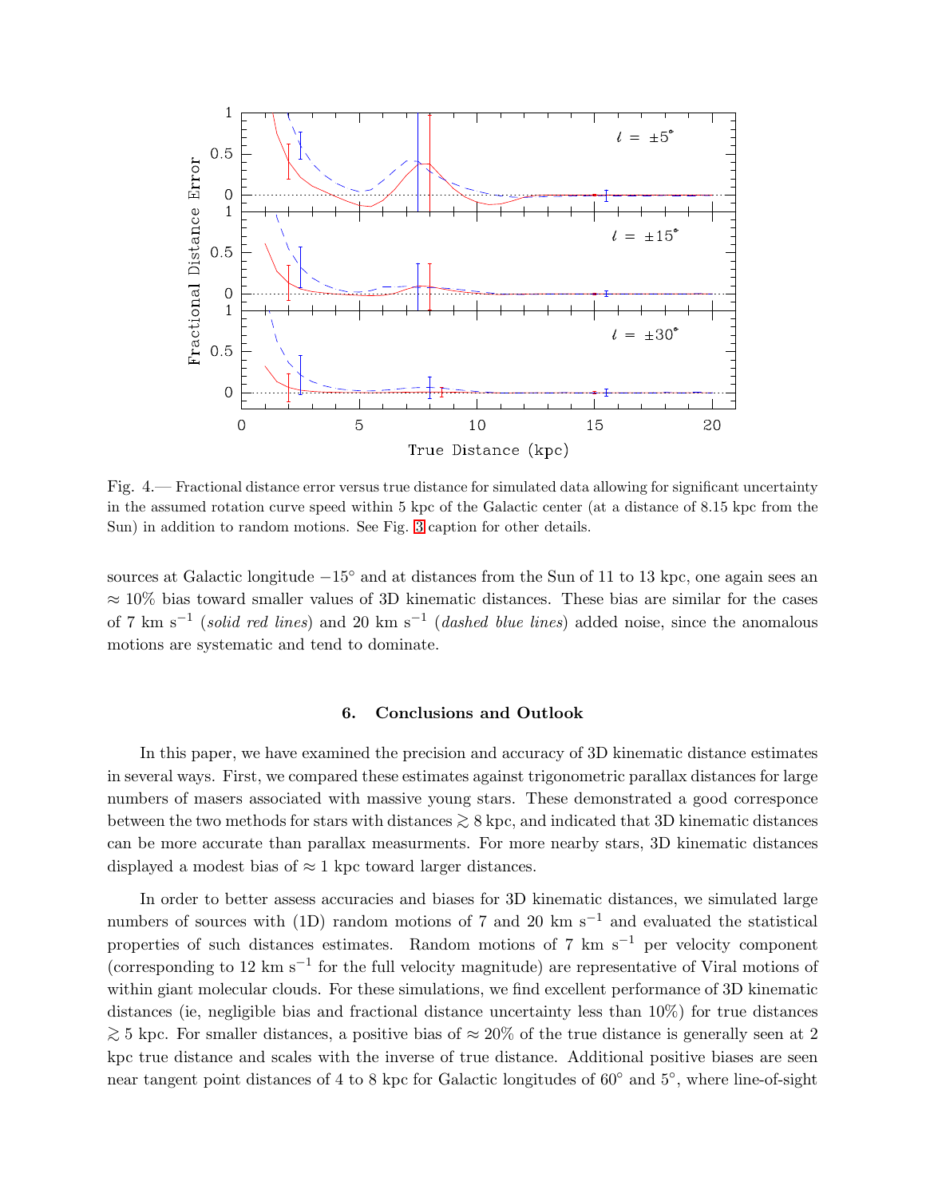Fig. 4.— Fractional distance error versus true distance for simulated data allowing for significant uncertainty in the assumed rotation curve speed within 5 kpc of the Galactic center (at a distance of 8.15 kpc from the Sun) in addition to random motions. See Fig. 3 caption for other details.

sources at Galactic longitude $-15^\circ$ and at distances from the Sun of 11 to 13 kpc, one again sees an $\approx 10\%$ bias toward smaller values of 3D kinematic distances. These bias are similar for the cases of 7 km s$^{-1}$ (*solid red lines*) and 20 km s$^{-1}$ (*dashed blue lines*) added noise, since the anomalous motions are systematic and tend to dominate.

## 6. Conclusions and Outlook

In this paper, we have examined the precision and accuracy of 3D kinematic distance estimates in several ways. First, we compared these estimates against trigonometric parallax distances for large numbers of masers associated with massive young stars. These demonstrated a good corresponce between the two methods for stars with distances $\gtrsim 8$ kpc, and indicated that 3D kinematic distances can be more accurate than parallax measurments. For more nearby stars, 3D kinematic distances displayed a modest bias of $\approx 1$ kpc toward larger distances.

In order to better assess accuracies and biases for 3D kinematic distances, we simulated large numbers of sources with (1D) random motions of 7 and 20 km s$^{-1}$ and evaluated the statistical properties of such distances estimates. Random motions of 7 km s$^{-1}$ per velocity component (corresponding to 12 km s$^{-1}$ for the full velocity magnitude) are representative of Viral motions of within giant molecular clouds. For these simulations, we find excellent performance of 3D kinematic distances (ie, negligible bias and fractional distance uncertainty less than 10%) for true distances $\gtrsim 5$ kpc. For smaller distances, a positive bias of $\approx 20\%$ of the true distance is generally seen at 2 kpc true distance and scales with the inverse of true distance. Additional positive biases are seen near tangent point distances of 4 to 8 kpc for Galactic longitudes of $60^\circ$ and $5^\circ$, where line-of-sight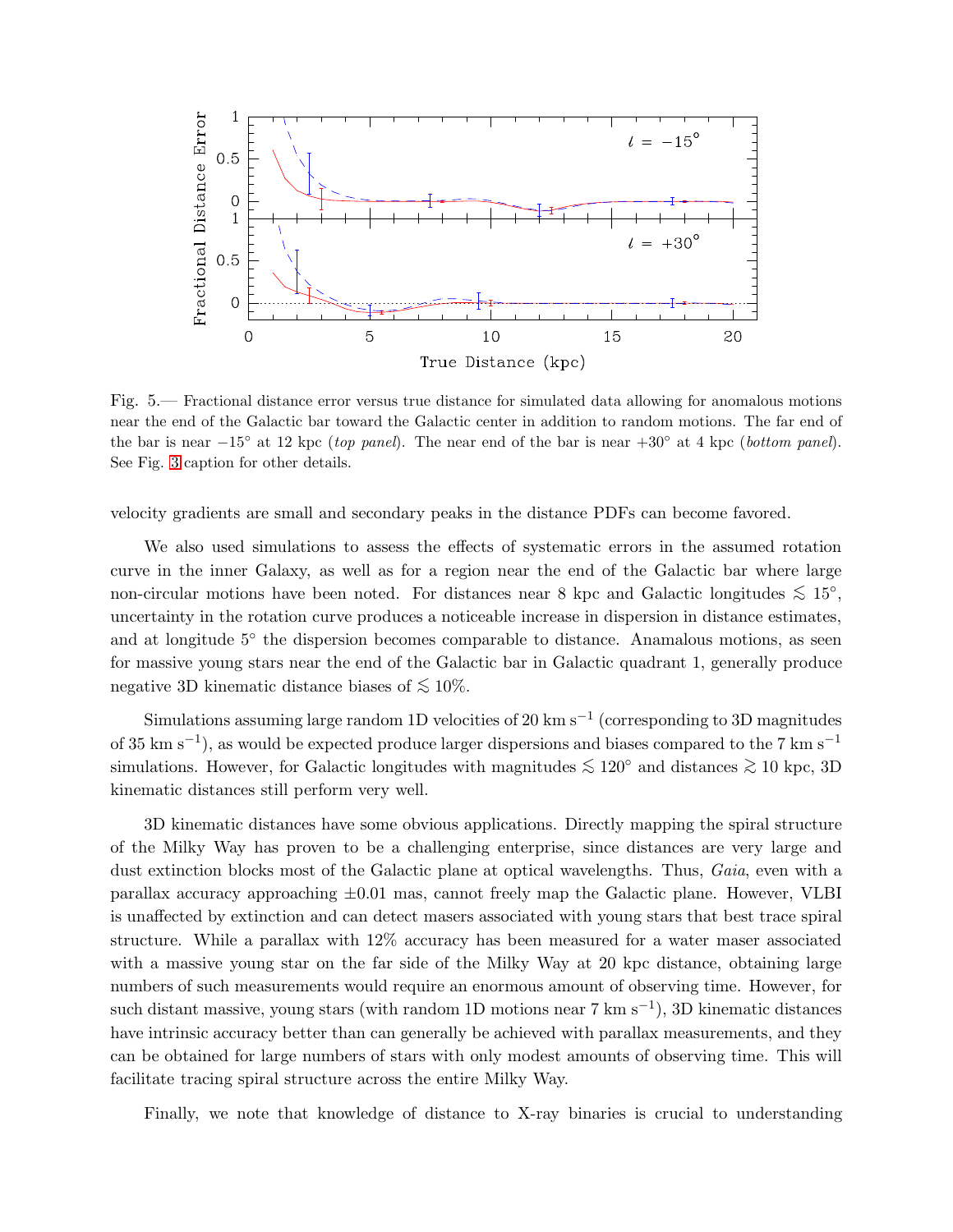Fig. 5.— Fractional distance error versus true distance for simulated data allowing for anomalous motions near the end of the Galactic bar toward the Galactic center in addition to random motions. The far end of the bar is near $-15^\circ$ at 12 kpc (*top panel*). The near end of the bar is near $+30^\circ$ at 4 kpc (*bottom panel*). See Fig. 3 caption for other details.

velocity gradients are small and secondary peaks in the distance PDFs can become favored.

We also used simulations to assess the effects of systematic errors in the assumed rotation curve in the inner Galaxy, as well as for a region near the end of the Galactic bar where large non-circular motions have been noted. For distances near 8 kpc and Galactic longitudes $\lesssim 15^\circ$, uncertainty in the rotation curve produces a noticeable increase in dispersion in distance estimates, and at longitude $5^\circ$ the dispersion becomes comparable to distance. Anamalous motions, as seen for massive young stars near the end of the Galactic bar in Galactic quadrant 1, generally produce negative 3D kinematic distance biases of $\lesssim 10\%$.

Simulations assuming large random 1D velocities of 20 km s$^{-1}$ (corresponding to 3D magnitudes of 35 km s$^{-1}$), as would be expected produce larger dispersions and biases compared to the 7 km s$^{-1}$ simulations. However, for Galactic longitudes with magnitudes $\lesssim 120^\circ$ and distances $\gtrsim 10$ kpc, 3D kinematic distances still perform very well.

3D kinematic distances have some obvious applications. Directly mapping the spiral structure of the Milky Way has proven to be a challenging enterprise, since distances are very large and dust extinction blocks most of the Galactic plane at optical wavelengths. Thus, *Gaia*, even with a parallax accuracy approaching $\pm 0.01$ mas, cannot freely map the Galactic plane. However, VLBI is unaffected by extinction and can detect masers associated with young stars that best trace spiral structure. While a parallax with 12% accuracy has been measured for a water maser associated with a massive young star on the far side of the Milky Way at 20 kpc distance, obtaining large numbers of such measurements would require an enormous amount of observing time. However, for such distant massive, young stars (with random 1D motions near 7 km s$^{-1}$), 3D kinematic distances have intrinsic accuracy better than can generally be achieved with parallax measurements, and they can be obtained for large numbers of stars with only modest amounts of observing time. This will facilitate tracing spiral structure across the entire Milky Way.

Finally, we note that knowledge of distance to X-ray binaries is crucial to understanding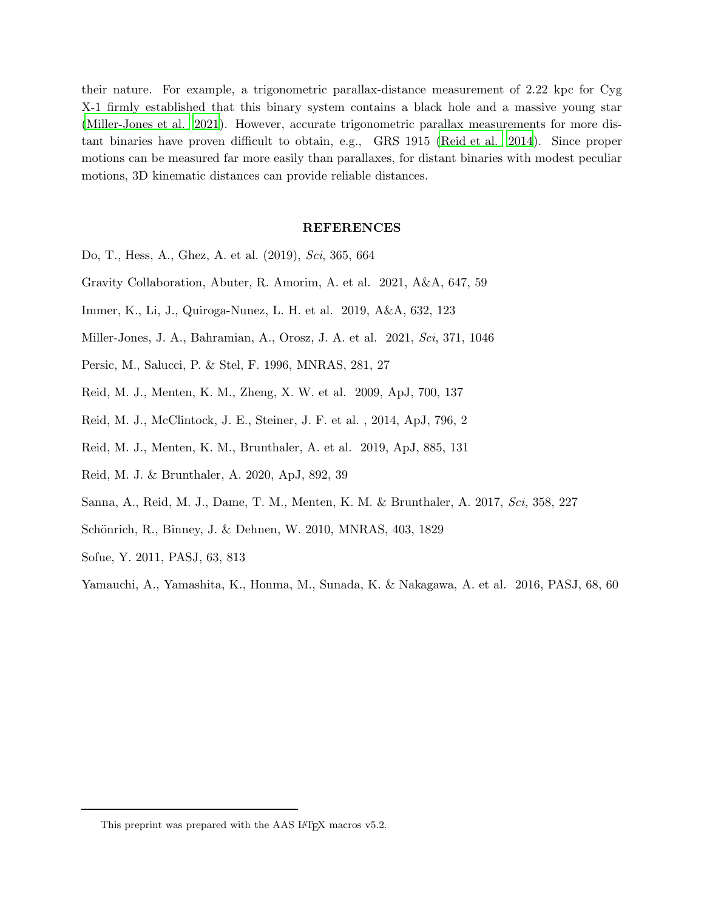their nature. For example, a trigonometric parallax-distance measurement of 2.22 kpc for Cyg X-1 firmly established that this binary system contains a black hole and a massive young star (Miller-Jones et al. 2021). However, accurate trigonometric parallax measurements for more distant binaries have proven difficult to obtain, e.g., GRS 1915 (Reid et al. 2014). Since proper motions can be measured far more easily than parallaxes, for distant binaries with modest peculiar motions, 3D kinematic distances can provide reliable distances.

## REFERENCES

Do, T., Hess, A., Ghez, A. et al. (2019), *Sci*, 365, 664

Gravity Collaboration, Abuter, R. Amorim, A. et al. 2021, A&A, 647, 59

Immer, K., Li, J., Quiroga-Nunez, L. H. et al. 2019, A&A, 632, 123

Miller-Jones, J. A., Bahramian, A., Orosz, J. A. et al. 2021, *Sci*, 371, 1046

Persic, M., Salucci, P. & Stel, F. 1996, MNRAS, 281, 27

Reid, M. J., Menten, K. M., Zheng, X. W. et al. 2009, ApJ, 700, 137

Reid, M. J., McClintock, J. E., Steiner, J. F. et al. , 2014, ApJ, 796, 2

Reid, M. J., Menten, K. M., Brunthaler, A. et al. 2019, ApJ, 885, 131

Reid, M. J. & Brunthaler, A. 2020, ApJ, 892, 39

Sanna, A., Reid, M. J., Dame, T. M., Menten, K. M. & Brunthaler, A. 2017, *Sci,* 358, 227

Schönrich, R., Binney, J. & Dehnen, W. 2010, MNRAS, 403, 1829

Sofue, Y. 2011, PASJ, 63, 813

Yamauchi, A., Yamashita, K., Honma, M., Sunada, K. & Nakagawa, A. et al. 2016, PASJ, 68, 60

This preprint was prepared with the AAS LaTeX macros v5.2.